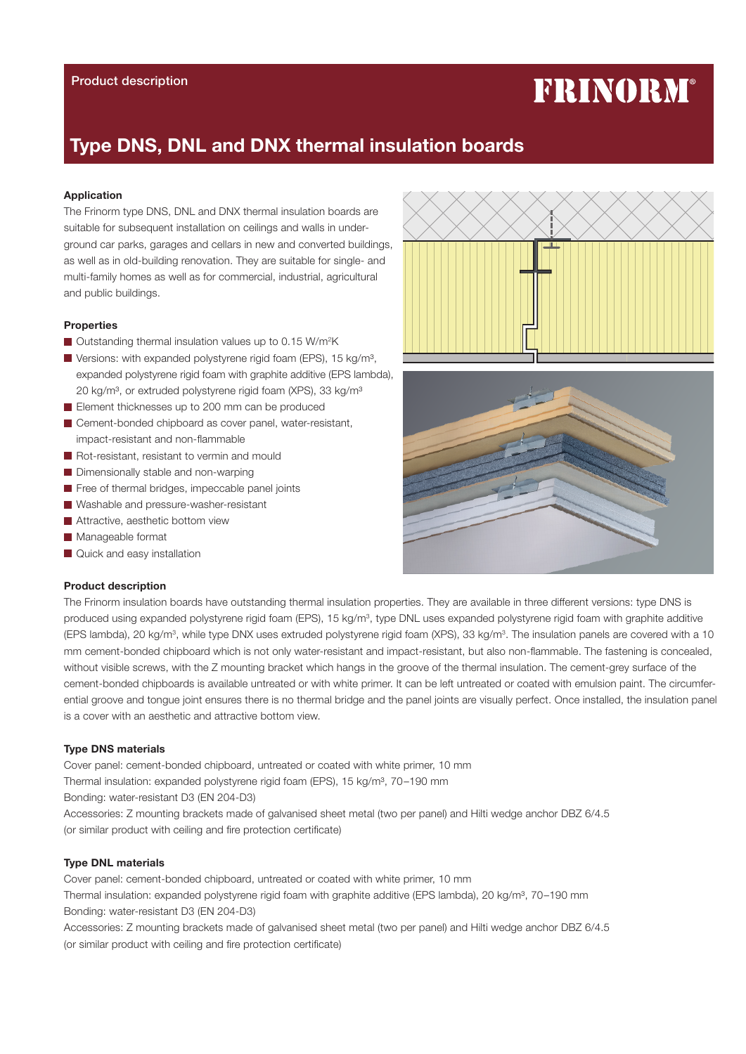Product description

FRINORM®

# Type DNS, DNL and DNX thermal insulation boards

### Application

The Frinorm type DNS, DNL and DNX thermal insulation boards are suitable for subsequent installation on ceilings and walls in underground car parks, garages and cellars in new and converted buildings, as well as in old-building renovation. They are suitable for single- and multi-family homes as well as for commercial, industrial, agricultural and public buildings.

### Properties

- Outstanding thermal insulation values up to 0.15 W/m²K
- Versions: with expanded polystyrene rigid foam (EPS), 15 kg/m³, expanded polystyrene rigid foam with graphite additive (EPS lambda), 20 kg/m³, or extruded polystyrene rigid foam (XPS), 33 kg/m³
- Element thicknesses up to 200 mm can be produced
- Cement-bonded chipboard as cover panel, water-resistant, impact-resistant and non-flammable
- Rot-resistant, resistant to vermin and mould
- Dimensionally stable and non-warping
- Free of thermal bridges, impeccable panel joints
- Washable and pressure-washer-resistant
- Attractive, aesthetic bottom view
- Manageable format
- Quick and easy installation

### Product description

The Frinorm insulation boards have outstanding thermal insulation properties. They are available in three different versions: type DNS is produced using expanded polystyrene rigid foam (EPS), 15 kg/m³, type DNL uses expanded polystyrene rigid foam with graphite additive (EPS lambda), 20 kg/m³, while type DNX uses extruded polystyrene rigid foam (XPS), 33 kg/m³. The insulation panels are covered with a 10 mm cement-bonded chipboard which is not only water-resistant and impact-resistant, but also non-flammable. The fastening is concealed, without visible screws, with the Z mounting bracket which hangs in the groove of the thermal insulation. The cement-grey surface of the cement-bonded chipboards is available untreated or with white primer. It can be left untreated or coated with emulsion paint. The circumferential groove and tongue joint ensures there is no thermal bridge and the panel joints are visually perfect. Once installed, the insulation panel is a cover with an aesthetic and attractive bottom view.

### Type DNS materials

Cover panel: cement-bonded chipboard, untreated or coated with white primer, 10 mm
Thermal insulation: expanded polystyrene rigid foam (EPS), 15 kg/m³, 70–190 mm
Bonding: water-resistant D3 (EN 204-D3)
Accessories: Z mounting brackets made of galvanised sheet metal (two per panel) and Hilti wedge anchor DBZ 6/4.5 (or similar product with ceiling and fire protection certificate)

### Type DNL materials

Cover panel: cement-bonded chipboard, untreated or coated with white primer, 10 mm
Thermal insulation: expanded polystyrene rigid foam with graphite additive (EPS lambda), 20 kg/m³, 70–190 mm
Bonding: water-resistant D3 (EN 204-D3)
Accessories: Z mounting brackets made of galvanised sheet metal (two per panel) and Hilti wedge anchor DBZ 6/4.5 (or similar product with ceiling and fire protection certificate)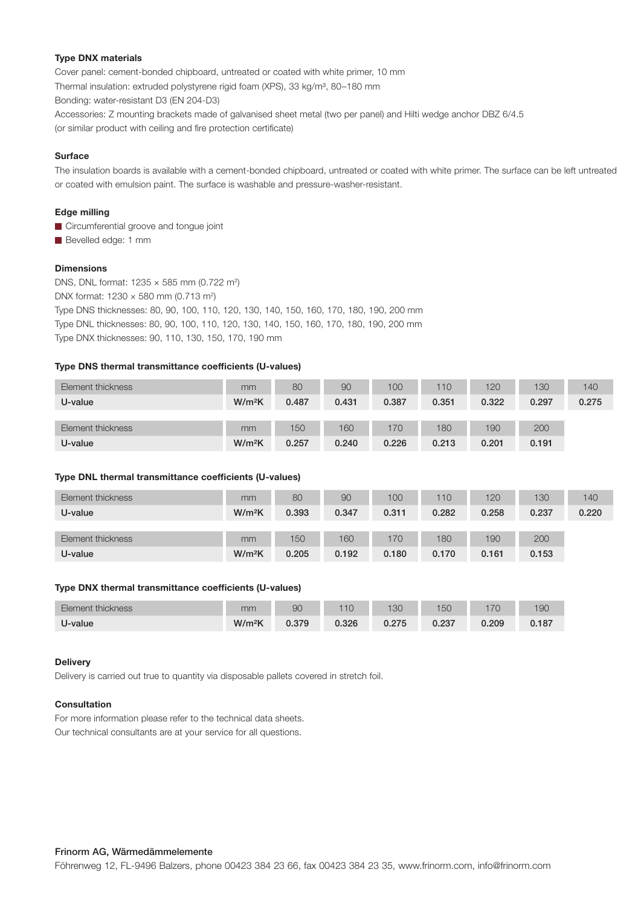**Type DNX materials**

Cover panel: cement-bonded chipboard, untreated or coated with white primer, 10 mm
Thermal insulation: extruded polystyrene rigid foam (XPS), 33 kg/m³, 80–180 mm
Bonding: water-resistant D3 (EN 204-D3)
Accessories: Z mounting brackets made of galvanised sheet metal (two per panel) and Hilti wedge anchor DBZ 6/4.5
(or similar product with ceiling and fire protection certificate)

**Surface**

The insulation boards is available with a cement-bonded chipboard, untreated or coated with white primer. The surface can be left untreated or coated with emulsion paint. The surface is washable and pressure-washer-resistant.

**Edge milling**

- Circumferential groove and tongue joint
- Bevelled edge: 1 mm

**Dimensions**

DNS, DNL format: 1235 × 585 mm (0.722 m²)
DNX format: 1230 × 580 mm (0.713 m²)
Type DNS thicknesses: 80, 90, 100, 110, 120, 130, 140, 150, 160, 170, 180, 190, 200 mm
Type DNL thicknesses: 80, 90, 100, 110, 120, 130, 140, 150, 160, 170, 180, 190, 200 mm
Type DNX thicknesses: 90, 110, 130, 150, 170, 190 mm

**Type DNS thermal transmittance coefficients (U-values)**

| Element thickness | mm | 80 | 90 | 100 | 110 | 120 | 130 | 140 |
|---|---|---|---|---|---|---|---|---|
| **U-value** | **W/m²K** | **0.487** | **0.431** | **0.387** | **0.351** | **0.322** | **0.297** | **0.275** |
| Element thickness | mm | 150 | 160 | 170 | 180 | 190 | 200 | |
| **U-value** | **W/m²K** | **0.257** | **0.240** | **0.226** | **0.213** | **0.201** | **0.191** | |

**Type DNL thermal transmittance coefficients (U-values)**

| Element thickness | mm | 80 | 90 | 100 | 110 | 120 | 130 | 140 |
|---|---|---|---|---|---|---|---|---|
| **U-value** | **W/m²K** | **0.393** | **0.347** | **0.311** | **0.282** | **0.258** | **0.237** | **0.220** |
| Element thickness | mm | 150 | 160 | 170 | 180 | 190 | 200 | |
| **U-value** | **W/m²K** | **0.205** | **0.192** | **0.180** | **0.170** | **0.161** | **0.153** | |

**Type DNX thermal transmittance coefficients (U-values)**

| Element thickness | mm | 90 | 110 | 130 | 150 | 170 | 190 |
|---|---|---|---|---|---|---|---|
| **U-value** | **W/m²K** | **0.379** | **0.326** | **0.275** | **0.237** | **0.209** | **0.187** |

**Delivery**

Delivery is carried out true to quantity via disposable pallets covered in stretch foil.

**Consultation**

For more information please refer to the technical data sheets.
Our technical consultants are at your service for all questions.

**Frinorm AG, Wärmedämmelemente**
Föhrenweg 12, FL-9496 Balzers, phone 00423 384 23 66, fax 00423 384 23 35, www.frinorm.com, info@frinorm.com